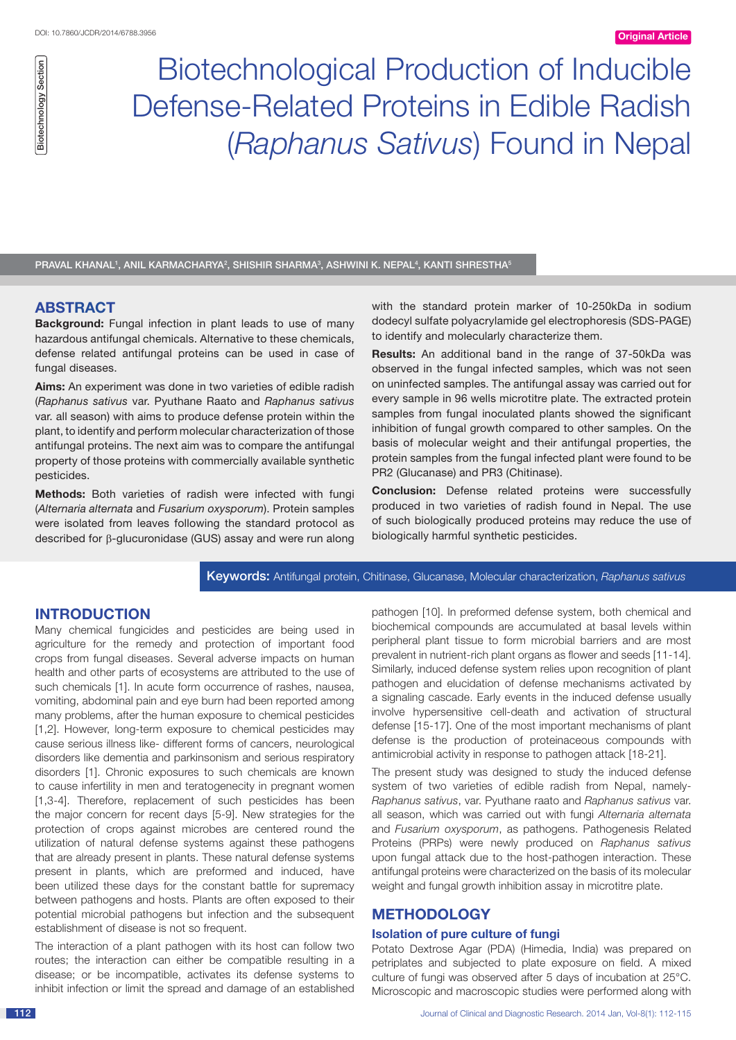DOI: 10.7860/JCDR/2014/6788.3956

Original Article

Biotechnology Section

# Biotechnological Production of Inducible Defense-Related Proteins in Edible Radish (*Raphanus Sativus*) Found in Nepal

PRAVAL KHANAL[1], ANIL KARMACHARYA[2], SHISHIR SHARMA[3], ASHWINI K. NEPAL[4], KANTI SHRESTHA[5]

## ABSTRACT

**Background:** Fungal infection in plant leads to use of many hazardous antifungal chemicals. Alternative to these chemicals, defense related antifungal proteins can be used in case of fungal diseases.

**Aims:** An experiment was done in two varieties of edible radish (*Raphanus sativus* var. Pyuthane Raato and *Raphanus sativus* var. all season) with aims to produce defense protein within the plant, to identify and perform molecular characterization of those antifungal proteins. The next aim was to compare the antifungal property of those proteins with commercially available synthetic pesticides.

**Methods:** Both varieties of radish were infected with fungi (*Alternaria alternata* and *Fusarium oxysporum*). Protein samples were isolated from leaves following the standard protocol as described for β-glucuronidase (GUS) assay and were run along with the standard protein marker of 10-250kDa in sodium dodecyl sulfate polyacrylamide gel electrophoresis (SDS-PAGE) to identify and molecularly characterize them.

**Results:** An additional band in the range of 37-50kDa was observed in the fungal infected samples, which was not seen on uninfected samples. The antifungal assay was carried out for every sample in 96 wells microtitre plate. The extracted protein samples from fungal inoculated plants showed the significant inhibition of fungal growth compared to other samples. On the basis of molecular weight and their antifungal properties, the protein samples from the fungal infected plant were found to be PR2 (Glucanase) and PR3 (Chitinase).

**Conclusion:** Defense related proteins were successfully produced in two varieties of radish found in Nepal. The use of such biologically produced proteins may reduce the use of biologically harmful synthetic pesticides.

**Keywords:** Antifungal protein, Chitinase, Glucanase, Molecular characterization, *Raphanus sativus*

## INTRODUCTION

Many chemical fungicides and pesticides are being used in agriculture for the remedy and protection of important food crops from fungal diseases. Several adverse impacts on human health and other parts of ecosystems are attributed to the use of such chemicals [1]. In acute form occurrence of rashes, nausea, vomiting, abdominal pain and eye burn had been reported among many problems, after the human exposure to chemical pesticides [1,2]. However, long-term exposure to chemical pesticides may cause serious illness like- different forms of cancers, neurological disorders like dementia and parkinsonism and serious respiratory disorders [1]. Chronic exposures to such chemicals are known to cause infertility in men and teratogenecity in pregnant women [1,3-4]. Therefore, replacement of such pesticides has been the major concern for recent days [5-9]. New strategies for the protection of crops against microbes are centered round the utilization of natural defense systems against these pathogens that are already present in plants. These natural defense systems present in plants, which are preformed and induced, have been utilized these days for the constant battle for supremacy between pathogens and hosts. Plants are often exposed to their potential microbial pathogens but infection and the subsequent establishment of disease is not so frequent.

The interaction of a plant pathogen with its host can follow two routes; the interaction can either be compatible resulting in a disease; or be incompatible, activates its defense systems to inhibit infection or limit the spread and damage of an established pathogen [10]. In preformed defense system, both chemical and biochemical compounds are accumulated at basal levels within peripheral plant tissue to form microbial barriers and are most prevalent in nutrient-rich plant organs as flower and seeds [11-14]. Similarly, induced defense system relies upon recognition of plant pathogen and elucidation of defense mechanisms activated by a signaling cascade. Early events in the induced defense usually involve hypersensitive cell-death and activation of structural defense [15-17]. One of the most important mechanisms of plant defense is the production of proteinaceous compounds with antimicrobial activity in response to pathogen attack [18-21].

The present study was designed to study the induced defense system of two varieties of edible radish from Nepal, namely- *Raphanus sativus*, var. Pyuthane raato and *Raphanus sativus* var. all season, which was carried out with fungi *Alternaria alternata* and *Fusarium oxysporum*, as pathogens. Pathogenesis Related Proteins (PRPs) were newly produced on *Raphanus sativus* upon fungal attack due to the host-pathogen interaction. These antifungal proteins were characterized on the basis of its molecular weight and fungal growth inhibition assay in microtitre plate.

## METHODOLOGY

### Isolation of pure culture of fungi

Potato Dextrose Agar (PDA) (Himedia, India) was prepared on petriplates and subjected to plate exposure on field. A mixed culture of fungi was observed after 5 days of incubation at 25°C. Microscopic and macroscopic studies were performed along with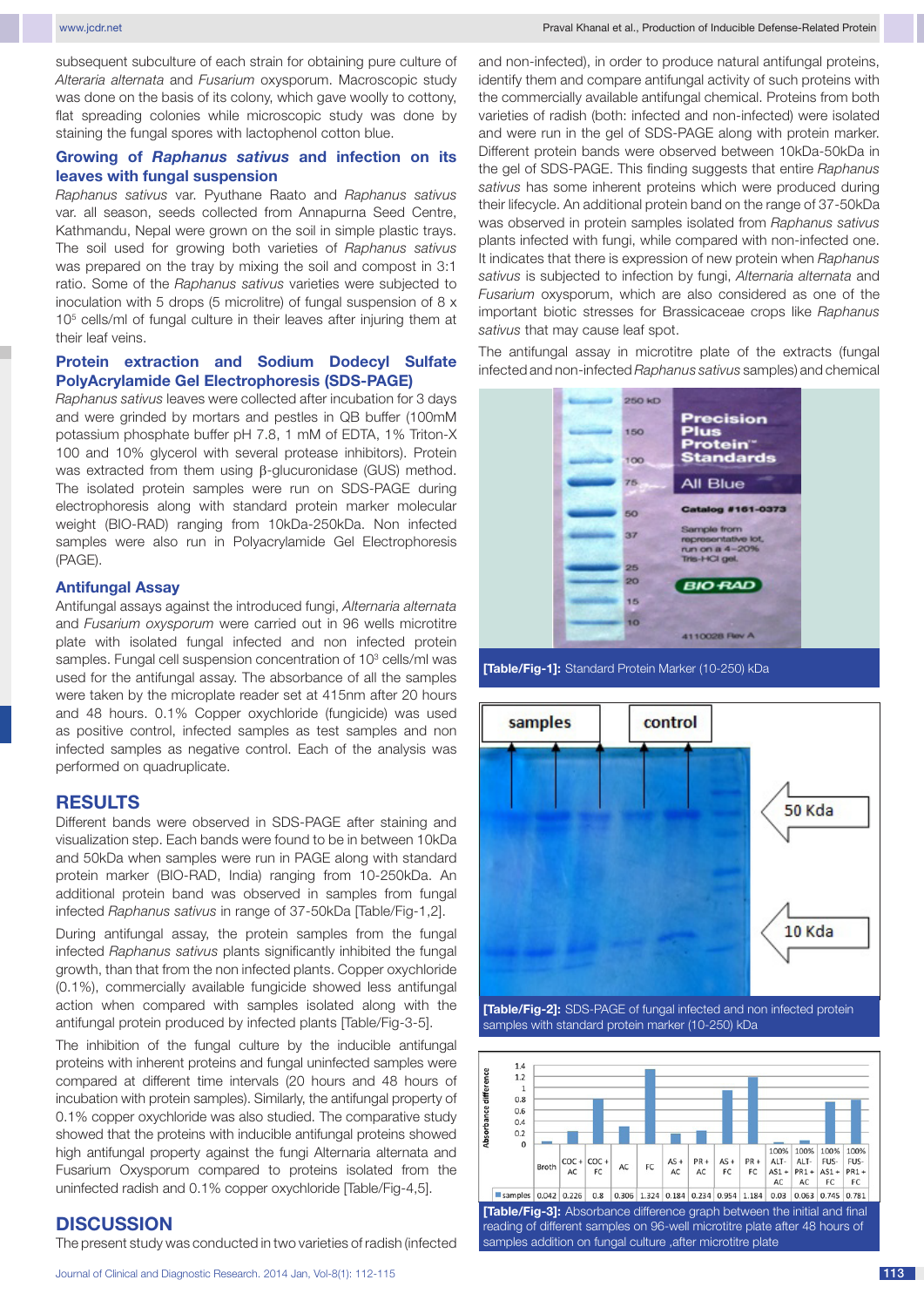subsequent subculture of each strain for obtaining pure culture of *Alteraria alternata* and *Fusarium* oxysporum. Macroscopic study was done on the basis of its colony, which gave woolly to cottony, flat spreading colonies while microscopic study was done by staining the fungal spores with lactophenol cotton blue.

### Growing of *Raphanus sativus* and infection on its leaves with fungal suspension

*Raphanus sativus* var. Pyuthane Raato and *Raphanus sativus* var. all season, seeds collected from Annapurna Seed Centre, Kathmandu, Nepal were grown on the soil in simple plastic trays. The soil used for growing both varieties of *Raphanus sativus* was prepared on the tray by mixing the soil and compost in 3:1 ratio. Some of the *Raphanus sativus* varieties were subjected to inoculation with 5 drops (5 microlitre) of fungal suspension of 8 x $10^5$ cells/ml of fungal culture in their leaves after injuring them at their leaf veins.

### Protein extraction and Sodium Dodecyl Sulfate PolyAcrylamide Gel Electrophoresis (SDS-PAGE)

*Raphanus sativus* leaves were collected after incubation for 3 days and were grinded by mortars and pestles in QB buffer (100mM potassium phosphate buffer pH 7.8, 1 mM of EDTA, 1% Triton-X 100 and 10% glycerol with several protease inhibitors). Protein was extracted from them using β-glucuronidase (GUS) method. The isolated protein samples were run on SDS-PAGE during electrophoresis along with standard protein marker molecular weight (BIO-RAD) ranging from 10kDa-250kDa. Non infected samples were also run in Polyacrylamide Gel Electrophoresis (PAGE).

### Antifungal Assay

Antifungal assays against the introduced fungi, *Alternaria alternata* and *Fusarium oxysporum* were carried out in 96 wells microtitre plate with isolated fungal infected and non infected protein samples. Fungal cell suspension concentration of $10^3$ cells/ml was used for the antifungal assay. The absorbance of all the samples were taken by the microplate reader set at 415nm after 20 hours and 48 hours. 0.1% Copper oxychloride (fungicide) was used as positive control, infected samples as test samples and non infected samples as negative control. Each of the analysis was performed on quadruplicate.

## RESULTS

Different bands were observed in SDS-PAGE after staining and visualization step. Each bands were found to be in between 10kDa and 50kDa when samples were run in PAGE along with standard protein marker (BIO-RAD, India) ranging from 10-250kDa. An additional protein band was observed in samples from fungal infected *Raphanus sativus* in range of 37-50kDa [Table/Fig-1,2].

During antifungal assay, the protein samples from the fungal infected *Raphanus sativus* plants significantly inhibited the fungal growth, than that from the non infected plants. Copper oxychloride (0.1%), commercially available fungicide showed less antifungal action when compared with samples isolated along with the antifungal protein produced by infected plants [Table/Fig-3-5].

The inhibition of the fungal culture by the inducible antifungal proteins with inherent proteins and fungal uninfected samples were compared at different time intervals (20 hours and 48 hours of incubation with protein samples). Similarly, the antifungal property of 0.1% copper oxychloride was also studied. The comparative study showed that the proteins with inducible antifungal proteins showed high antifungal property against the fungi Alternaria alternata and Fusarium Oxysporum compared to proteins isolated from the uninfected radish and 0.1% copper oxychloride [Table/Fig-4,5].

## DISCUSSION

The present study was conducted in two varieties of radish (infected and non-infected), in order to produce natural antifungal proteins, identify them and compare antifungal activity of such proteins with the commercially available antifungal chemical. Proteins from both varieties of radish (both: infected and non-infected) were isolated and were run in the gel of SDS-PAGE along with protein marker. Different protein bands were observed between 10kDa-50kDa in the gel of SDS-PAGE. This finding suggests that entire *Raphanus sativus* has some inherent proteins which were produced during their lifecycle. An additional protein band on the range of 37-50kDa was observed in protein samples isolated from *Raphanus sativus* plants infected with fungi, while compared with non-infected one. It indicates that there is expression of new protein when *Raphanus sativus* is subjected to infection by fungi, *Alternaria alternata* and *Fusarium* oxysporum, which are also considered as one of the important biotic stresses for Brassicaceae crops like *Raphanus sativus* that may cause leaf spot.

The antifungal assay in microtitre plate of the extracts (fungal infected and non-infected *Raphanus sativus* samples) and chemical

[Table/Fig-1]: Standard Protein Marker (10-250) kDa

[Table/Fig-2]: SDS-PAGE of fungal infected and non infected protein samples with standard protein marker (10-250) kDa

| | Broth | COC + AC | COC + FC | AC | FC | AS + AC | PR + AC | AS + FC | PR + FC | 100% ALT-AS1 + AC | 100% ALT-PR1 + AC | 100% FUS-AS1 + FC | 100% FUS-PR1 + FC |
|---|---|---|---|---|---|---|---|---|---|---|---|---|---|
| samples | 0.042 | 0.226 | 0.8 | 0.306 | 1.324 | 0.184 | 0.234 | 0.954 | 1.184 | 0.03 | 0.063 | 0.745 | 0.781 |

[Table/Fig-3]: Absorbance difference graph between the initial and final reading of different samples on 96-well microtitre plate after 48 hours of samples addition on fungal culture ,after microtitre plate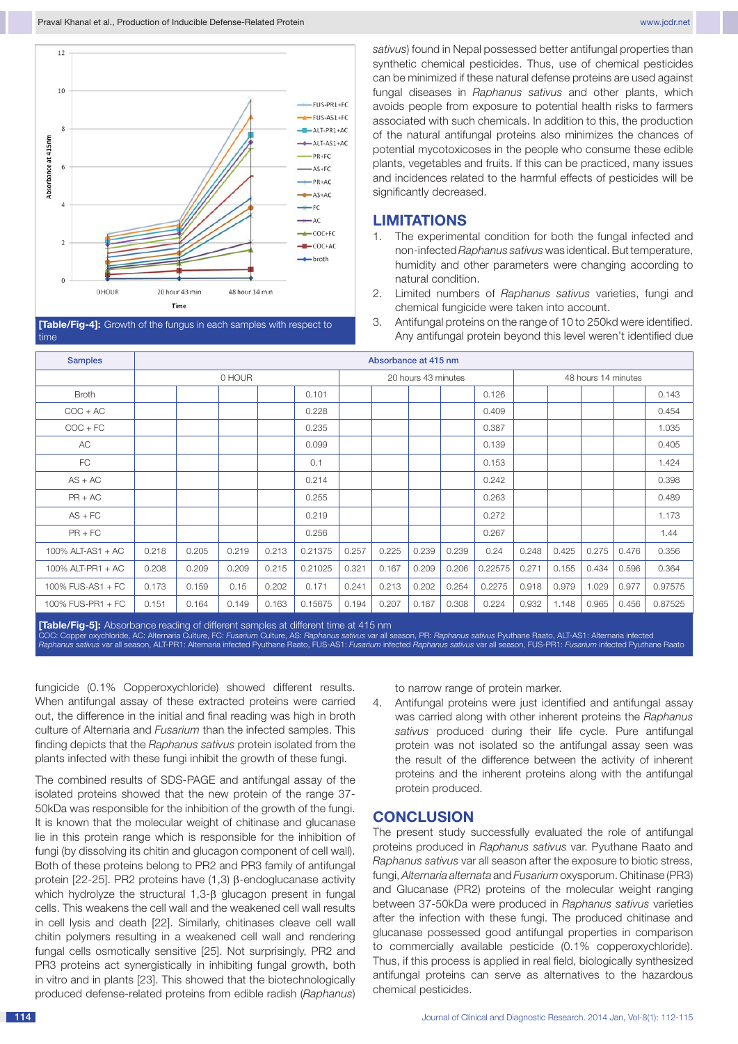[Table/Fig-4]: Growth of the fungus in each samples with respect to time

| Samples | Absorbance at 415 nm | | | | | | | | | | | | | | |
|---|---|---|---|---|---|---|---|---|---|---|---|---|---|---|---|
| | 0 HOUR | | | | | 20 hours 43 minutes | | | | | 48 hours 14 minutes | | | | |
| Broth | | | | | 0.101 | | | | | 0.126 | | | | | 0.143 |
| COC + AC | | | | | 0.228 | | | | | 0.409 | | | | | 0.454 |
| COC + FC | | | | | 0.235 | | | | | 0.387 | | | | | 1.035 |
| AC | | | | | 0.099 | | | | | 0.139 | | | | | 0.405 |
| FC | | | | | 0.1 | | | | | 0.153 | | | | | 1.424 |
| AS + AC | | | | | 0.214 | | | | | 0.242 | | | | | 0.398 |
| PR + AC | | | | | 0.255 | | | | | 0.263 | | | | | 0.489 |
| AS + FC | | | | | 0.219 | | | | | 0.272 | | | | | 1.173 |
| PR + FC | | | | | 0.256 | | | | | 0.267 | | | | | 1.44 |
| 100% ALT-AS1 + AC | 0.218 | 0.205 | 0.219 | 0.213 | 0.21375 | 0.257 | 0.225 | 0.239 | 0.239 | 0.24 | 0.248 | 0.425 | 0.275 | 0.476 | 0.356 |
| 100% ALT-PR1 + AC | 0.208 | 0.209 | 0.209 | 0.215 | 0.21025 | 0.321 | 0.167 | 0.209 | 0.206 | 0.22575 | 0.271 | 0.155 | 0.434 | 0.596 | 0.364 |
| 100% FUS-AS1 + FC | 0.173 | 0.159 | 0.15 | 0.202 | 0.171 | 0.241 | 0.213 | 0.202 | 0.254 | 0.2275 | 0.918 | 0.979 | 1.029 | 0.977 | 0.97575 |
| 100% FUS-PR1 + FC | 0.151 | 0.164 | 0.149 | 0.163 | 0.15675 | 0.194 | 0.207 | 0.187 | 0.308 | 0.224 | 0.932 | 1.148 | 0.965 | 0.456 | 0.87525 |

**[Table/Fig-5]:** Absorbance reading of different samples at different time at 415 nm
COC: Copper oxychloride, AC: Alternaria Culture, FC: *Fusarium* Culture, AS: *Raphanus sativus* var all season, PR: *Raphanus sativus* Pyuthane Raato, ALT-AS1: Alternaria infected *Raphanus sativus* var all season, ALT-PR1: Alternaria infected Pyuthane Raato, FUS-AS1: *Fusarium* infected *Raphanus sativus* var all season, FUS-PR1: *Fusarium* infected Pyuthane Raato

fungicide (0.1% Copperoxychloride) showed different results. When antifungal assay of these extracted proteins were carried out, the difference in the initial and final reading was high in broth culture of Alternaria and *Fusarium* than the infected samples. This finding depicts that the *Raphanus sativus* protein isolated from the plants infected with these fungi inhibit the growth of these fungi.

The combined results of SDS-PAGE and antifungal assay of the isolated proteins showed that the new protein of the range 37-50kDa was responsible for the inhibition of the growth of the fungi. It is known that the molecular weight of chitinase and glucanase lie in this protein range which is responsible for the inhibition of fungi (by dissolving its chitin and glucagon component of cell wall). Both of these proteins belong to PR2 and PR3 family of antifungal protein [22-25]. PR2 proteins have (1,3) β-endoglucanase activity which hydrolyze the structural 1,3-β glucagon present in fungal cells. This weakens the cell wall and the weakened cell wall results in cell lysis and death [22]. Similarly, chitinases cleave cell wall chitin polymers resulting in a weakened cell wall and rendering fungal cells osmotically sensitive [25]. Not surprisingly, PR2 and PR3 proteins act synergistically in inhibiting fungal growth, both in vitro and in plants [23]. This showed that the biotechnologically produced defense-related proteins from edible radish (*Raphanus sativus*) found in Nepal possessed better antifungal properties than synthetic chemical pesticides. Thus, use of chemical pesticides can be minimized if these natural defense proteins are used against fungal diseases in *Raphanus sativus* and other plants, which avoids people from exposure to potential health risks to farmers associated with such chemicals. In addition to this, the production of the natural antifungal proteins also minimizes the chances of potential mycotoxicoses in the people who consume these edible plants, vegetables and fruits. If this can be practiced, many issues and incidences related to the harmful effects of pesticides will be significantly decreased.

## LIMITATIONS

1. The experimental condition for both the fungal infected and non-infected *Raphanus sativus* was identical. But temperature, humidity and other parameters were changing according to natural condition.
2. Limited numbers of *Raphanus sativus* varieties, fungi and chemical fungicide were taken into account.
3. Antifungal proteins on the range of 10 to 250kd were identified. Any antifungal protein beyond this level weren't identified due to narrow range of protein marker.
4. Antifungal proteins were just identified and antifungal assay was carried along with other inherent proteins the *Raphanus sativus* produced during their life cycle. Pure antifungal protein was not isolated so the antifungal assay seen was the result of the difference between the activity of inherent proteins and the inherent proteins along with the antifungal protein produced.

## CONCLUSION

The present study successfully evaluated the role of antifungal proteins produced in *Raphanus sativus* var. Pyuthane Raato and *Raphanus sativus* var all season after the exposure to biotic stress, fungi, *Alternaria alternata* and *Fusarium* oxysporum. Chitinase (PR3) and Glucanase (PR2) proteins of the molecular weight ranging between 37-50kDa were produced in *Raphanus sativus* varieties after the infection with these fungi. The produced chitinase and glucanase possessed good antifungal properties in comparison to commercially available pesticide (0.1% copperoxychloride). Thus, if this process is applied in real field, biologically synthesized antifungal proteins can serve as alternatives to the hazardous chemical pesticides.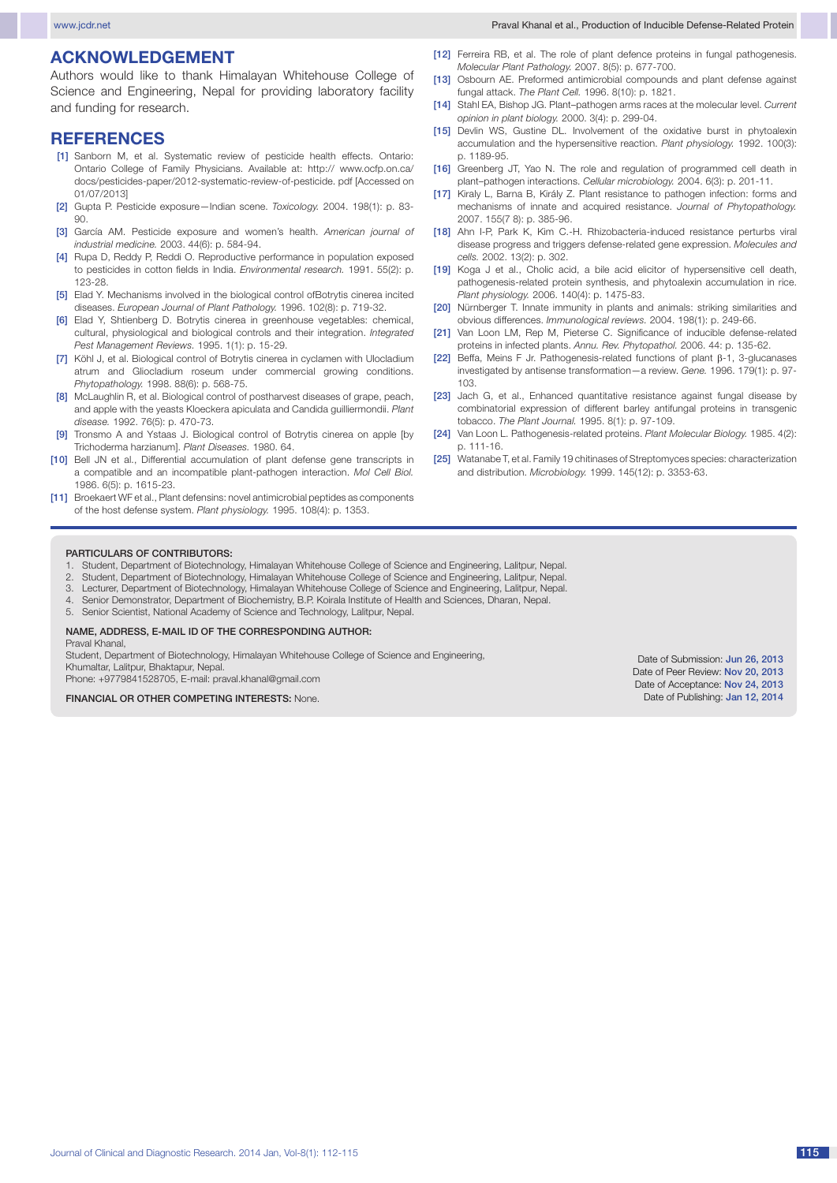## ACKNOWLEDGEMENT

Authors would like to thank Himalayan Whitehouse College of Science and Engineering, Nepal for providing laboratory facility and funding for research.

## REFERENCES

[1] Sanborn M, et al. Systematic review of pesticide health effects. Ontario: Ontario College of Family Physicians. Available at: http:// www.ocfp.on.ca/docs/pesticides-paper/2012-systematic-review-of-pesticide. pdf [Accessed on 01/07/2013]

[2] Gupta P. Pesticide exposure—Indian scene. *Toxicology.* 2004. 198(1): p. 83-90.

[3] García AM. Pesticide exposure and women's health. *American journal of industrial medicine.* 2003. 44(6): p. 584-94.

[4] Rupa D, Reddy P, Reddi O. Reproductive performance in population exposed to pesticides in cotton fields in India. *Environmental research.* 1991. 55(2): p. 123-28.

[5] Elad Y. Mechanisms involved in the biological control ofBotrytis cinerea incited diseases. *European Journal of Plant Pathology.* 1996. 102(8): p. 719-32.

[6] Elad Y, Shtienberg D. Botrytis cinerea in greenhouse vegetables: chemical, cultural, physiological and biological controls and their integration. *Integrated Pest Management Reviews.* 1995. 1(1): p. 15-29.

[7] Köhl J, et al. Biological control of Botrytis cinerea in cyclamen with Ulocladium atrum and Gliocladium roseum under commercial growing conditions. *Phytopathology.* 1998. 88(6): p. 568-75.

[8] McLaughlin R, et al. Biological control of postharvest diseases of grape, peach, and apple with the yeasts Kloeckera apiculata and Candida guilliermondii. *Plant disease.* 1992. 76(5): p. 470-73.

[9] Tronsmo A and Ystaas J. Biological control of Botrytis cinerea on apple [by Trichoderma harzianum]. *Plant Diseases.* 1980. 64.

[10] Bell JN et al., Differential accumulation of plant defense gene transcripts in a compatible and an incompatible plant-pathogen interaction. *Mol Cell Biol.* 1986. 6(5): p. 1615-23.

[11] Broekaert WF et al., Plant defensins: novel antimicrobial peptides as components of the host defense system. *Plant physiology.* 1995. 108(4): p. 1353.

[12] Ferreira RB, et al. The role of plant defence proteins in fungal pathogenesis. *Molecular Plant Pathology.* 2007. 8(5): p. 677-700.

[13] Osbourn AE. Preformed antimicrobial compounds and plant defense against fungal attack. *The Plant Cell.* 1996. 8(10): p. 1821.

[14] Stahl EA, Bishop JG. Plant–pathogen arms races at the molecular level. *Current opinion in plant biology.* 2000. 3(4): p. 299-04.

[15] Devlin WS, Gustine DL. Involvement of the oxidative burst in phytoalexin accumulation and the hypersensitive reaction. *Plant physiology.* 1992. 100(3): p. 1189-95.

[16] Greenberg JT, Yao N. The role and regulation of programmed cell death in plant–pathogen interactions. *Cellular microbiology.* 2004. 6(3): p. 201-11.

[17] Kiraly L, Barna B, Király Z. Plant resistance to pathogen infection: forms and mechanisms of innate and acquired resistance. *Journal of Phytopathology.* 2007. 155(7 8): p. 385-96.

[18] Ahn I-P, Park K, Kim C.-H. Rhizobacteria-induced resistance perturbs viral disease progress and triggers defense-related gene expression. *Molecules and cells.* 2002. 13(2): p. 302.

[19] Koga J et al., Cholic acid, a bile acid elicitor of hypersensitive cell death, pathogenesis-related protein synthesis, and phytoalexin accumulation in rice. *Plant physiology.* 2006. 140(4): p. 1475-83.

[20] Nürnberger T. Innate immunity in plants and animals: striking similarities and obvious differences. *Immunological reviews.* 2004. 198(1): p. 249-66.

[21] Van Loon LM, Rep M, Pieterse C. Significance of inducible defense-related proteins in infected plants. *Annu. Rev. Phytopathol.* 2006. 44: p. 135-62.

[22] Beffa, Meins F Jr. Pathogenesis-related functions of plant β-1, 3-glucanases investigated by antisense transformation—a review. *Gene.* 1996. 179(1): p. 97-103.

[23] Jach G, et al., Enhanced quantitative resistance against fungal disease by combinatorial expression of different barley antifungal proteins in transgenic tobacco. *The Plant Journal.* 1995. 8(1): p. 97-109.

[24] Van Loon L. Pathogenesis-related proteins. *Plant Molecular Biology.* 1985. 4(2): p. 111-16.

[25] Watanabe T, et al. Family 19 chitinases of Streptomyces species: characterization and distribution. *Microbiology.* 1999. 145(12): p. 3353-63.

**PARTICULARS OF CONTRIBUTORS:**

1. Student, Department of Biotechnology, Himalayan Whitehouse College of Science and Engineering, Lalitpur, Nepal.
2. Student, Department of Biotechnology, Himalayan Whitehouse College of Science and Engineering, Lalitpur, Nepal.
3. Lecturer, Department of Biotechnology, Himalayan Whitehouse College of Science and Engineering, Lalitpur, Nepal.
4. Senior Demonstrator, Department of Biochemistry, B.P. Koirala Institute of Health and Sciences, Dharan, Nepal.
5. Senior Scientist, National Academy of Science and Technology, Lalitpur, Nepal.

**NAME, ADDRESS, E-MAIL ID OF THE CORRESPONDING AUTHOR:**

Praval Khanal,
Student, Department of Biotechnology, Himalayan Whitehouse College of Science and Engineering,
Khumaltar, Lalitpur, Bhaktapur, Nepal.
Phone: +9779841528705, E-mail: praval.khanal@gmail.com

**FINANCIAL OR OTHER COMPETING INTERESTS:** None.

Date of Submission: Jun 26, 2013
Date of Peer Review: Nov 20, 2013
Date of Acceptance: Nov 24, 2013
Date of Publishing: Jan 12, 2014